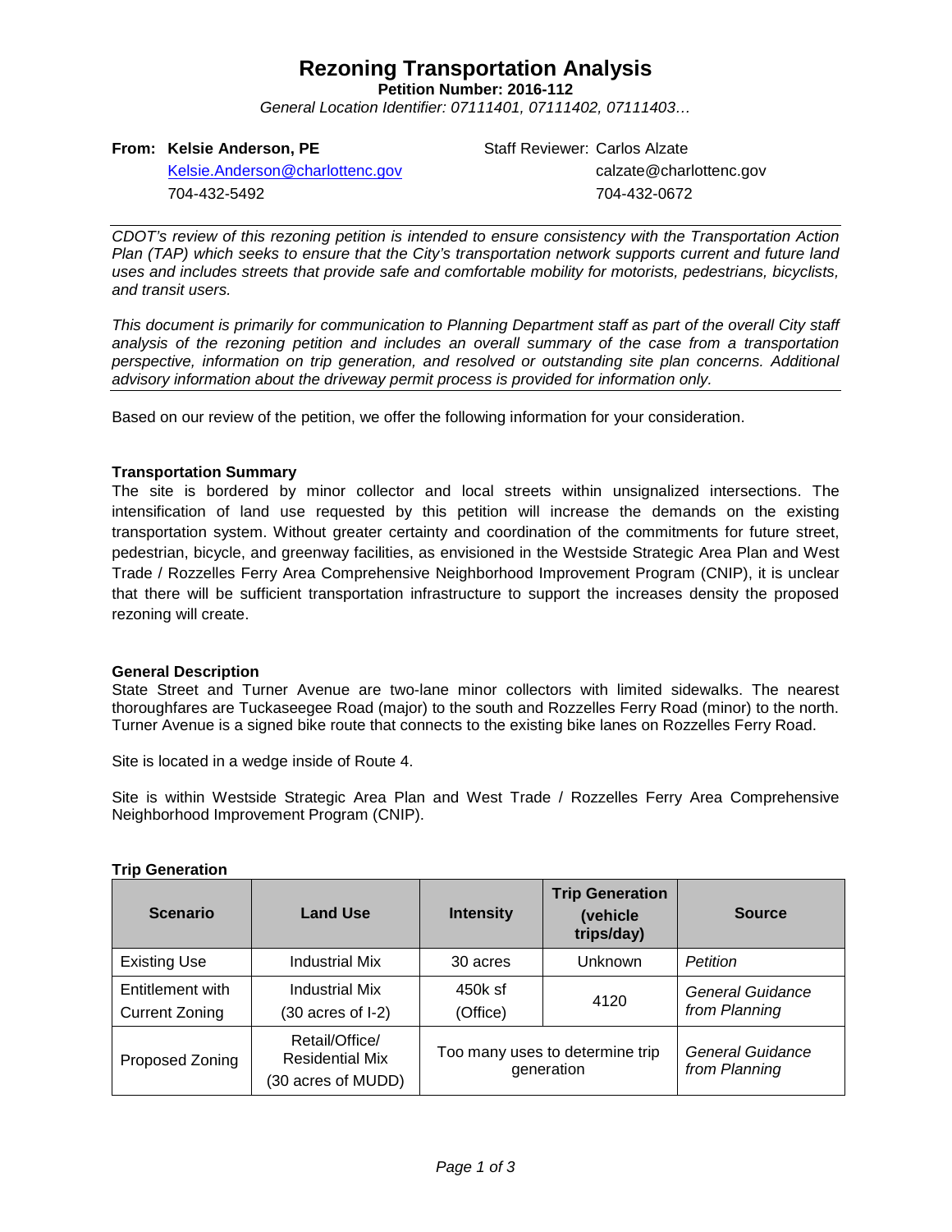# Rezoning Transportation Analysis

**Petition Number: 2016-112**

*General Location Identifier: 07111401, 07111402, 07111403…*

**From: Kelsie Anderson, PE**
Kelsie.Anderson@charlottenc.gov
704-432-5492

Staff Reviewer: Carlos Alzate
calzate@charlottenc.gov
704-432-0672

---

*CDOT's review of this rezoning petition is intended to ensure consistency with the Transportation Action Plan (TAP) which seeks to ensure that the City's transportation network supports current and future land uses and includes streets that provide safe and comfortable mobility for motorists, pedestrians, bicyclists, and transit users.*

*This document is primarily for communication to Planning Department staff as part of the overall City staff analysis of the rezoning petition and includes an overall summary of the case from a transportation perspective, information on trip generation, and resolved or outstanding site plan concerns. Additional advisory information about the driveway permit process is provided for information only.*

---

Based on our review of the petition, we offer the following information for your consideration.

**Transportation Summary**

The site is bordered by minor collector and local streets within unsignalized intersections. The intensification of land use requested by this petition will increase the demands on the existing transportation system. Without greater certainty and coordination of the commitments for future street, pedestrian, bicycle, and greenway facilities, as envisioned in the Westside Strategic Area Plan and West Trade / Rozzelles Ferry Area Comprehensive Neighborhood Improvement Program (CNIP), it is unclear that there will be sufficient transportation infrastructure to support the increases density the proposed rezoning will create.

**General Description**

State Street and Turner Avenue are two-lane minor collectors with limited sidewalks. The nearest thoroughfares are Tuckaseegee Road (major) to the south and Rozzelles Ferry Road (minor) to the north. Turner Avenue is a signed bike route that connects to the existing bike lanes on Rozzelles Ferry Road.

Site is located in a wedge inside of Route 4.

Site is within Westside Strategic Area Plan and West Trade / Rozzelles Ferry Area Comprehensive Neighborhood Improvement Program (CNIP).

**Trip Generation**

| Scenario | Land Use | Intensity | Trip Generation (vehicle trips/day) | Source |
|---|---|---|---|---|
| Existing Use | Industrial Mix | 30 acres | Unknown | *Petition* |
| Entitlement with Current Zoning | Industrial Mix (30 acres of I-2) | 450k sf (Office) | 4120 | *General Guidance from Planning* |
| Proposed Zoning | Retail/Office/ Residential Mix (30 acres of MUDD) | Too many uses to determine trip generation | | *General Guidance from Planning* |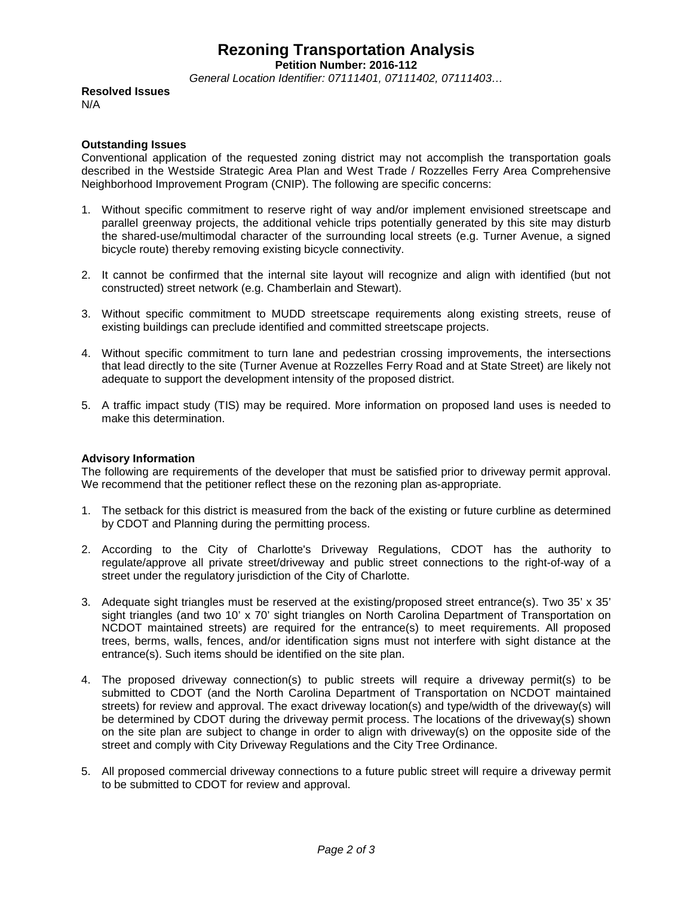# Rezoning Transportation Analysis

**Petition Number: 2016-112**

*General Location Identifier: 07111401, 07111402, 07111403…*

**Resolved Issues**

N/A

**Outstanding Issues**

Conventional application of the requested zoning district may not accomplish the transportation goals described in the Westside Strategic Area Plan and West Trade / Rozzelles Ferry Area Comprehensive Neighborhood Improvement Program (CNIP). The following are specific concerns:

1. Without specific commitment to reserve right of way and/or implement envisioned streetscape and parallel greenway projects, the additional vehicle trips potentially generated by this site may disturb the shared-use/multimodal character of the surrounding local streets (e.g. Turner Avenue, a signed bicycle route) thereby removing existing bicycle connectivity.

2. It cannot be confirmed that the internal site layout will recognize and align with identified (but not constructed) street network (e.g. Chamberlain and Stewart).

3. Without specific commitment to MUDD streetscape requirements along existing streets, reuse of existing buildings can preclude identified and committed streetscape projects.

4. Without specific commitment to turn lane and pedestrian crossing improvements, the intersections that lead directly to the site (Turner Avenue at Rozzelles Ferry Road and at State Street) are likely not adequate to support the development intensity of the proposed district.

5. A traffic impact study (TIS) may be required. More information on proposed land uses is needed to make this determination.

**Advisory Information**

The following are requirements of the developer that must be satisfied prior to driveway permit approval. We recommend that the petitioner reflect these on the rezoning plan as-appropriate.

1. The setback for this district is measured from the back of the existing or future curbline as determined by CDOT and Planning during the permitting process.

2. According to the City of Charlotte's Driveway Regulations, CDOT has the authority to regulate/approve all private street/driveway and public street connections to the right-of-way of a street under the regulatory jurisdiction of the City of Charlotte.

3. Adequate sight triangles must be reserved at the existing/proposed street entrance(s). Two 35' x 35' sight triangles (and two 10' x 70' sight triangles on North Carolina Department of Transportation on NCDOT maintained streets) are required for the entrance(s) to meet requirements. All proposed trees, berms, walls, fences, and/or identification signs must not interfere with sight distance at the entrance(s). Such items should be identified on the site plan.

4. The proposed driveway connection(s) to public streets will require a driveway permit(s) to be submitted to CDOT (and the North Carolina Department of Transportation on NCDOT maintained streets) for review and approval. The exact driveway location(s) and type/width of the driveway(s) will be determined by CDOT during the driveway permit process. The locations of the driveway(s) shown on the site plan are subject to change in order to align with driveway(s) on the opposite side of the street and comply with City Driveway Regulations and the City Tree Ordinance.

5. All proposed commercial driveway connections to a future public street will require a driveway permit to be submitted to CDOT for review and approval.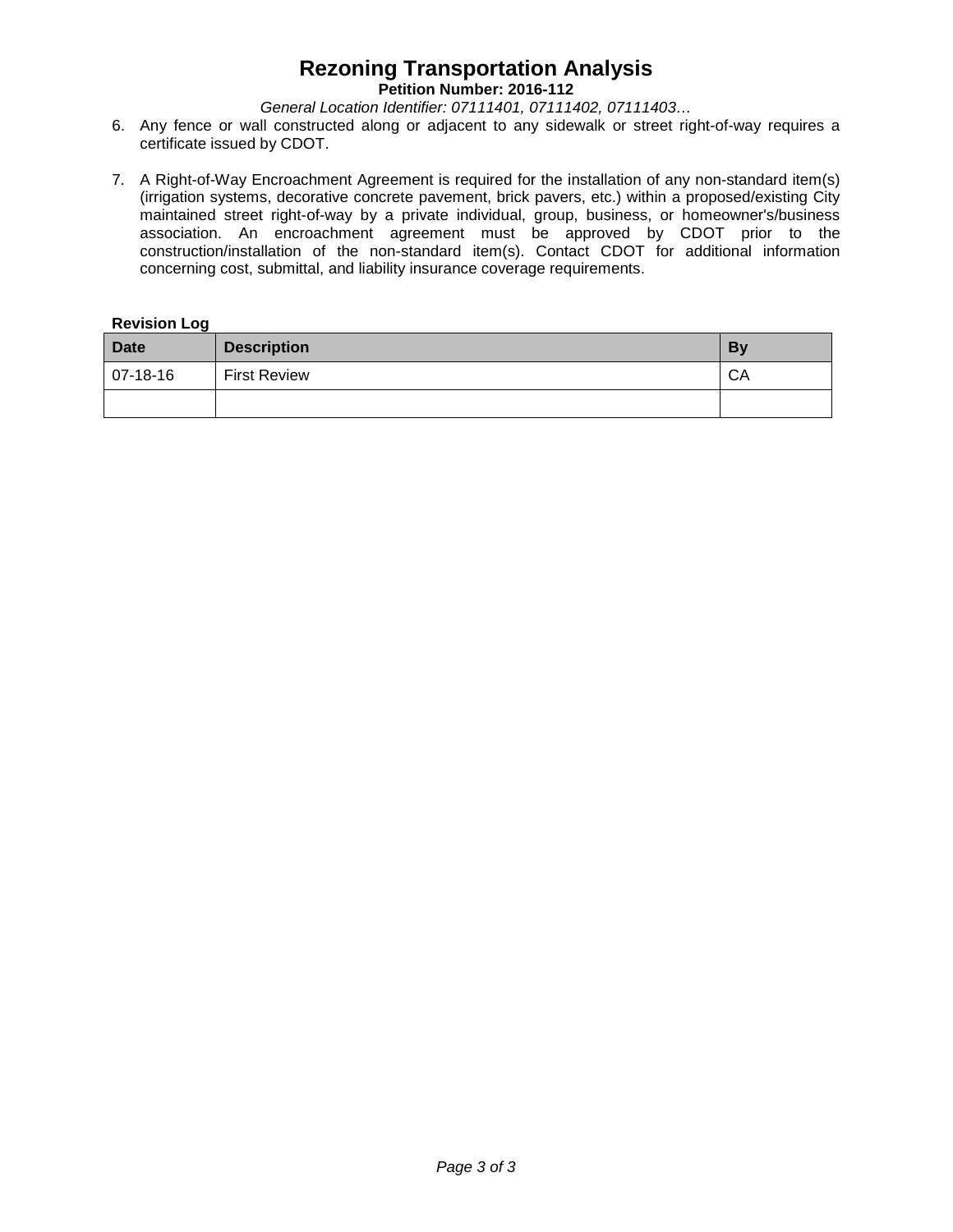6. Any fence or wall constructed along or adjacent to any sidewalk or street right-of-way requires a certificate issued by CDOT.

7. A Right-of-Way Encroachment Agreement is required for the installation of any non-standard item(s) (irrigation systems, decorative concrete pavement, brick pavers, etc.) within a proposed/existing City maintained street right-of-way by a private individual, group, business, or homeowner's/business association. An encroachment agreement must be approved by CDOT prior to the construction/installation of the non-standard item(s). Contact CDOT for additional information concerning cost, submittal, and liability insurance coverage requirements.

**Revision Log**

| Date | Description | By |
|---|---|---|
| 07-18-16 | First Review | CA |
| | | |